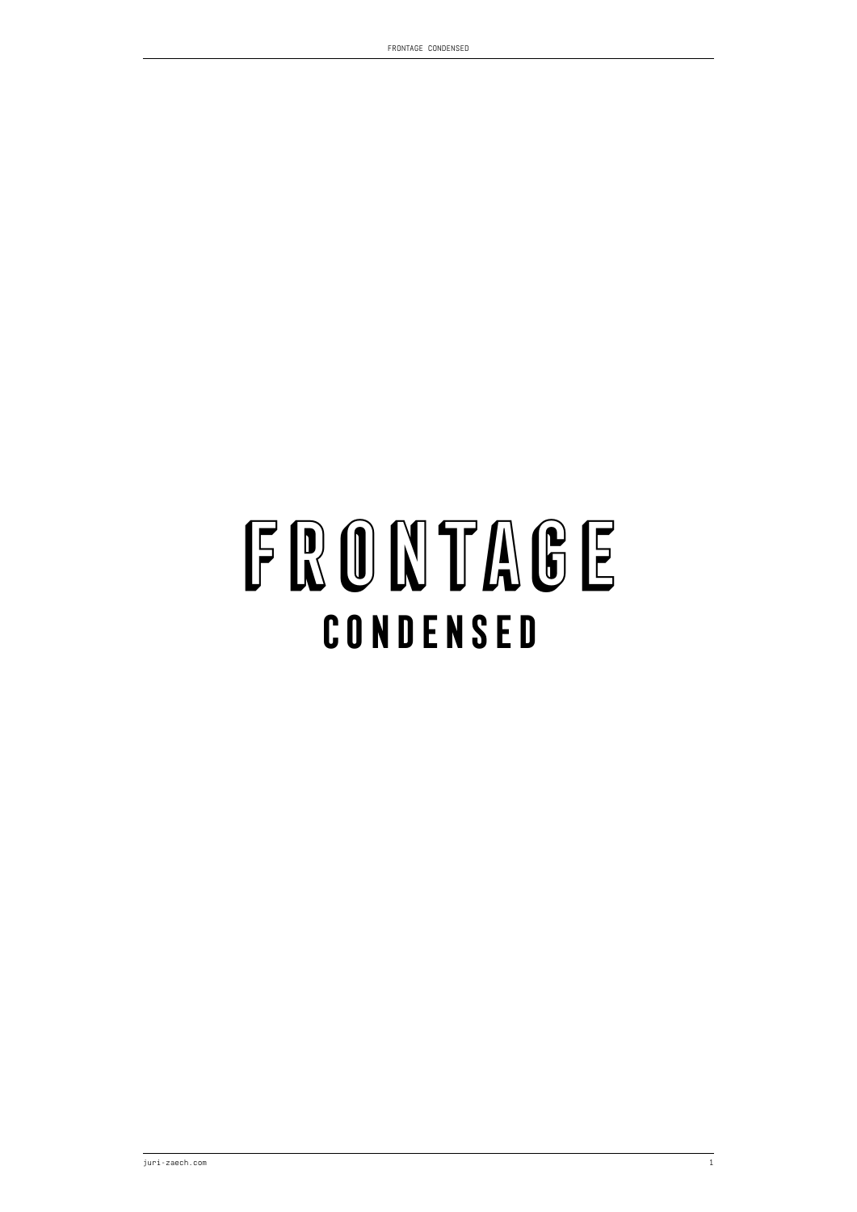# FRONTAGE

## CONDENSED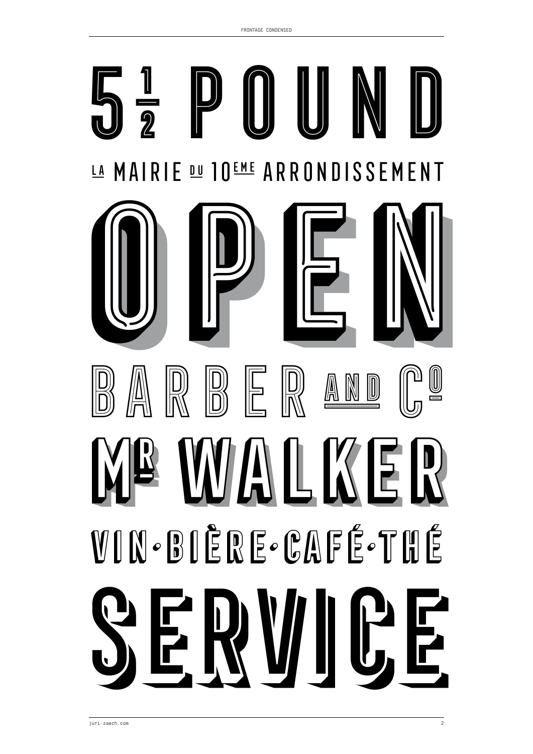5 ½ POUND

LA MAIRIE DU 10EME ARRONDISSEMENT

OPEN

BARBER AND Co

Mr WALKER

VIN·BIÈRE·CAFÉ·THÉ

SERVICE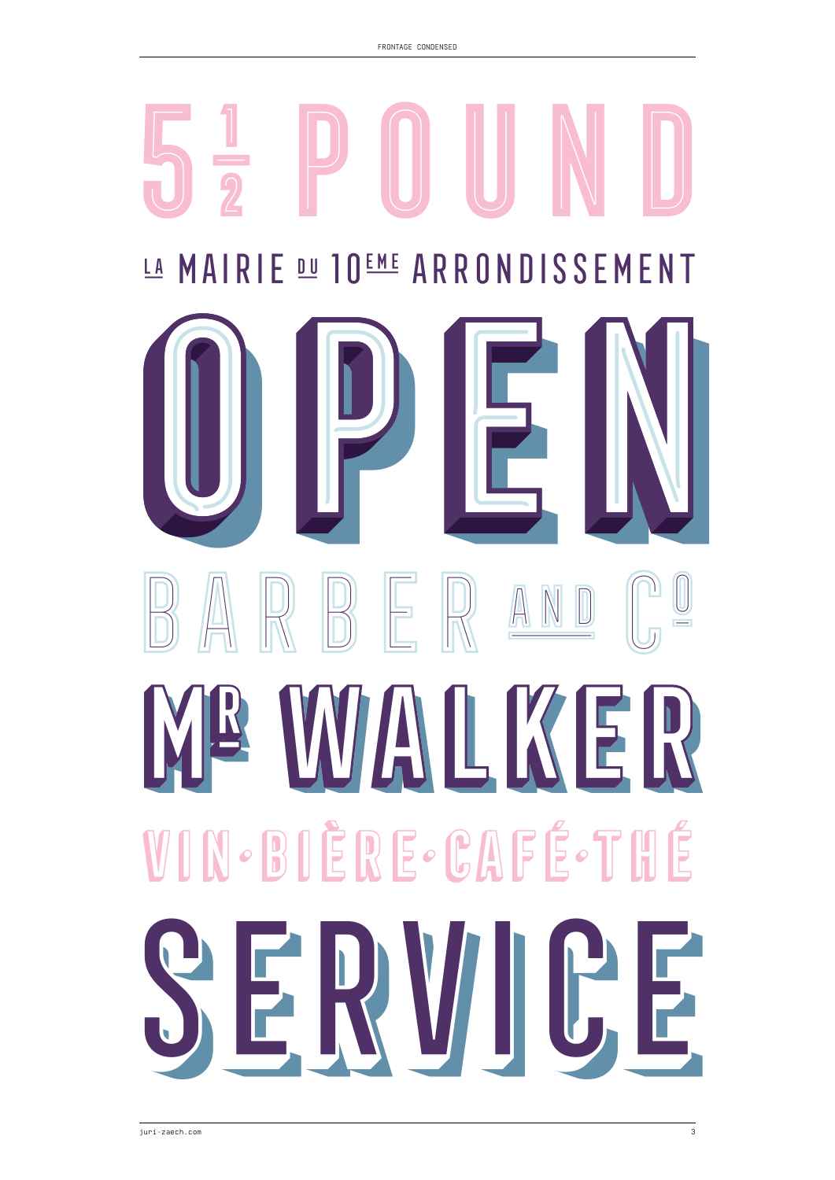5½ POUND

LA MAIRIE DU 10EME ARRONDISSEMENT

OPEN

BARBER AND Co

MR WALKER

VIN·BIÈRE·CAFÉ·THÉ

SERVICE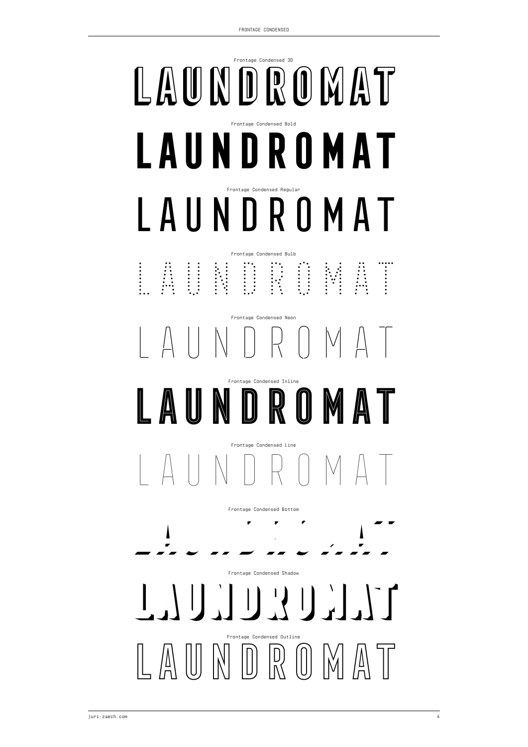Frontage Condensed 3D

LAUNDROMAT

Frontage Condensed Bold

LAUNDROMAT

Frontage Condensed Regular

LAUNDROMAT

Frontage Condensed Bulb

LAUNDROMAT

Frontage Condensed Neon

LAUNDROMAT

Frontage Condensed Inline

LAUNDROMAT

Frontage Condensed Line

LAUNDROMAT

Frontage Condensed Bottom

LAUNDROMAT

Frontage Condensed Shadow

LAUNDROMAT

Frontage Condensed Outline

LAUNDROMAT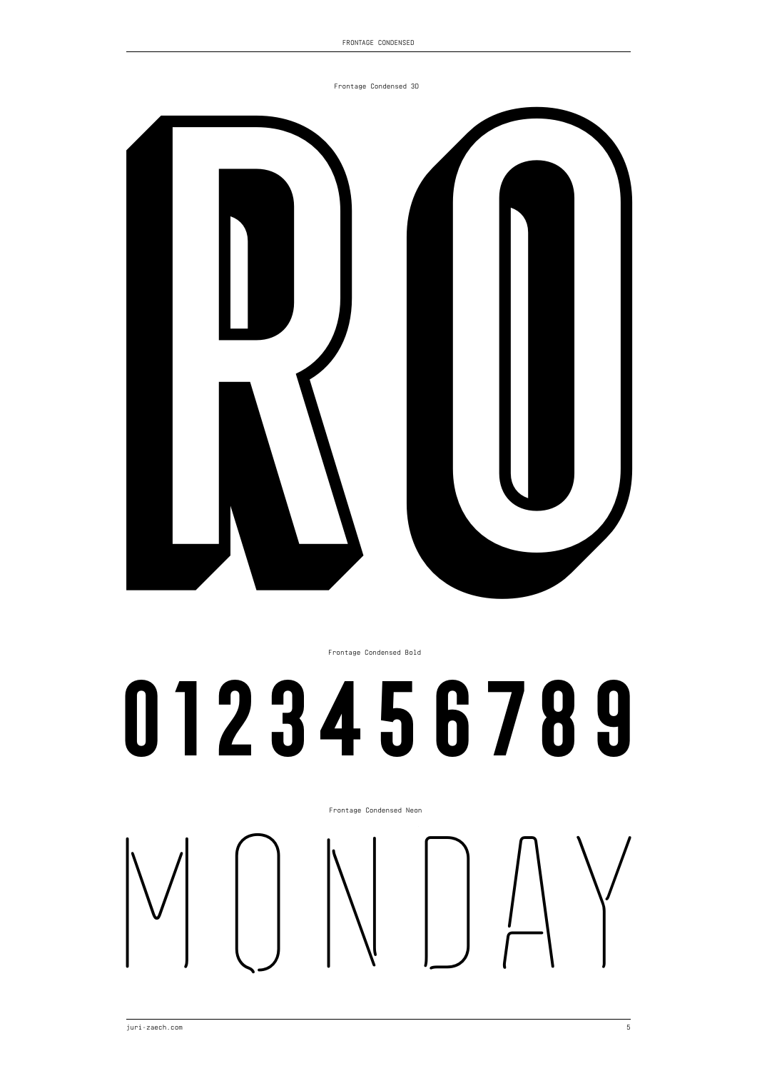Frontage Condensed 3D

RO

Frontage Condensed Bold

0123456789

Frontage Condensed Neon

MONDAY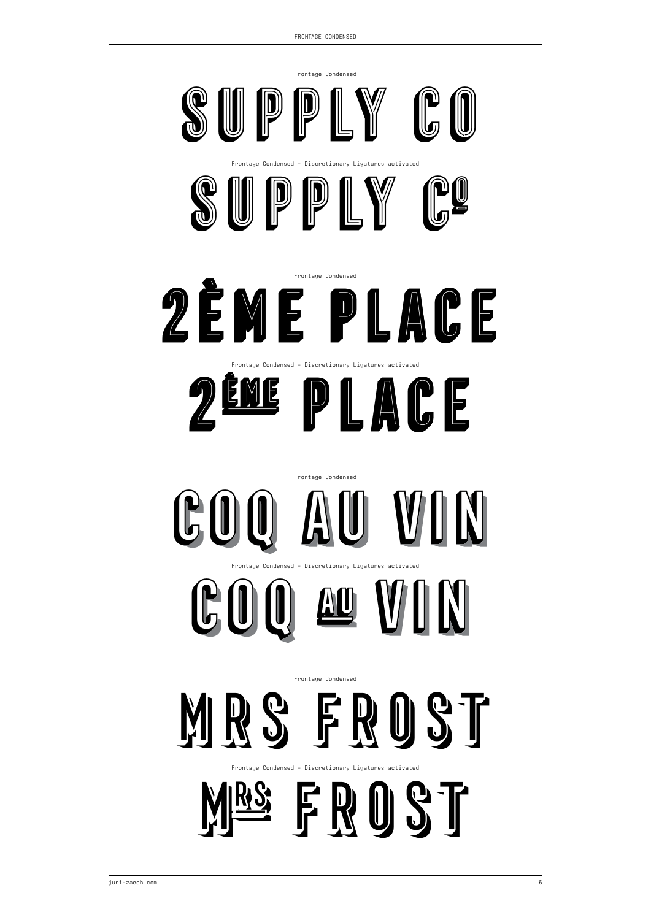Frontage Condensed

SUPPLY CO

Frontage Condensed – Discretionary Ligatures activated

SUPPLY Cº

Frontage Condensed

2ÈME PLACE

Frontage Condensed – Discretionary Ligatures activated

2ÈME PLACE

Frontage Condensed

COQ AU VIN

Frontage Condensed – Discretionary Ligatures activated

COQ AU VIN

Frontage Condensed

MRS FROST

Frontage Condensed – Discretionary Ligatures activated

MRS FROST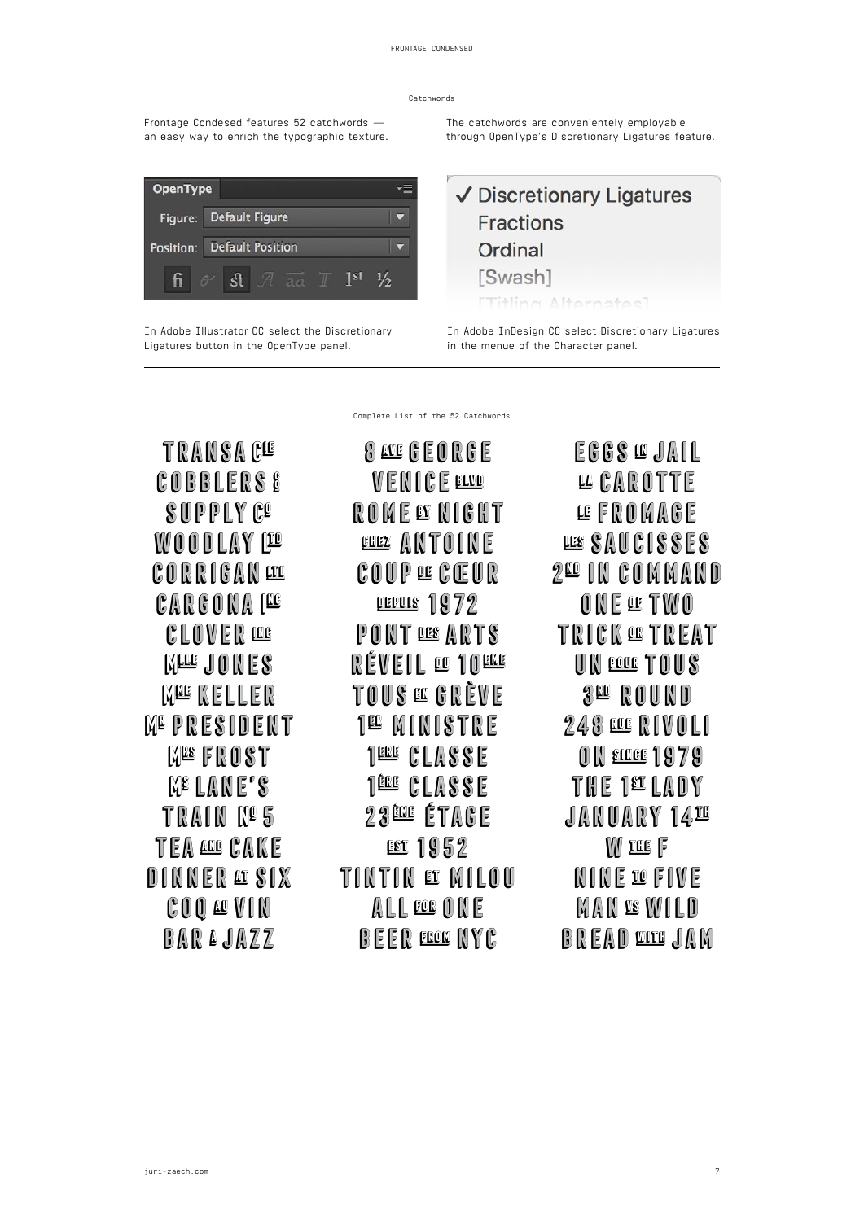## Catchwords

Frontage Condesed features 52 catchwords — an easy way to enrich the typographic texture.

The catchwords are conveniently employable through OpenType's Discretionary Ligatures feature.

OpenType
Figure: Default Figure
Position: Default Position

In Adobe Illustrator CC select the Discretionary Ligatures button in the OpenType panel.

✓ Discretionary Ligatures
Fractions
Ordinal
[Swash]
[Titling Alternates]

In Adobe InDesign CC select Discretionary Ligatures in the menue of the Character panel.

---

### Complete List of the 52 Catchwords

TRANSA CIE
COBBLERS &
SUPPLY CO
WOODLAY LTD
CORRIGAN LTD
CARGONA INC
CLOVER INC
MLLE JONES
MME KELLER
MR PRESIDENT
MRS FROST
MS LANE'S
TRAIN NO 5
TEA AND CAKE
DINNER AT SIX
COQ AU VIN
BAR & JAZZ

8 AVE GEORGE
VENICE BLVD
ROME BY NIGHT
CHEZ ANTOINE
COUP DE CŒUR
DEPUIS 1972
PONT DES ARTS
RÉVEIL DU 10EME
TOUS EN GRÈVE
1ER MINISTRE
1ERE CLASSE
1ÈRE CLASSE
23ÈME ÉTAGE
EST 1952
TINTIN ET MILOU
ALL FOR ONE
BEER FROM NYC

EGGS IN JAIL
LA CAROTTE
LE FROMAGE
LES SAUCISSES
2ND IN COMMAND
ONE OF TWO
TRICK OR TREAT
UN POUR TOUS
3RD ROUND
248 RUE RIVOLI
ON SINCE 1979
THE 1ST LADY
JANUARY 14TH
W THE F
NINE TO FIVE
MAN VS WILD
BREAD WITH JAM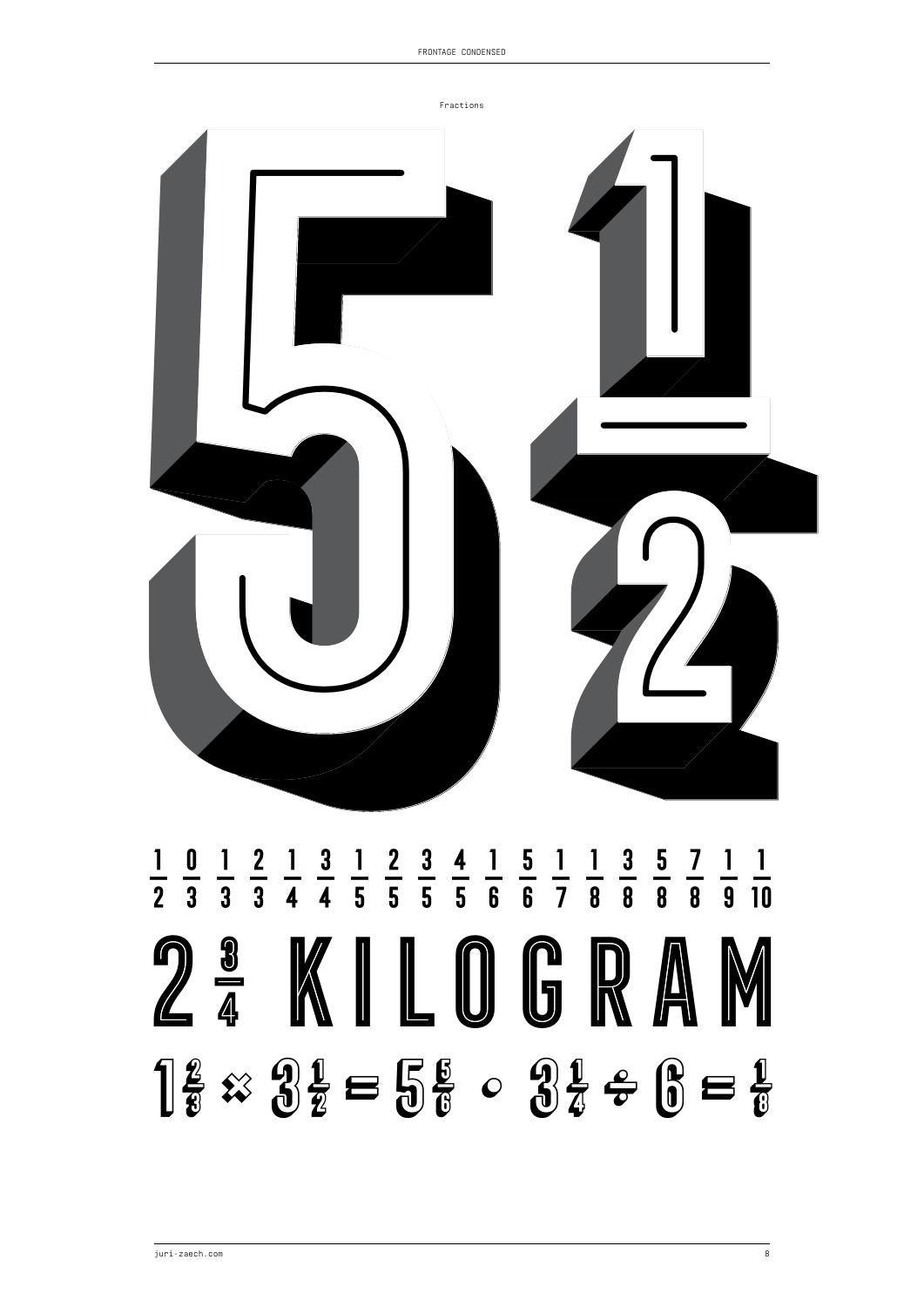Fractions

$5\frac{1}{2}$

$\frac{1}{2}$ $\frac{0}{3}$ $\frac{1}{3}$ $\frac{2}{3}$ $\frac{1}{4}$ $\frac{3}{4}$ $\frac{1}{5}$ $\frac{2}{5}$ $\frac{3}{5}$ $\frac{4}{5}$ $\frac{1}{6}$ $\frac{5}{6}$ $\frac{1}{7}$ $\frac{1}{8}$ $\frac{3}{8}$ $\frac{5}{8}$ $\frac{7}{8}$ $\frac{1}{9}$ $\frac{1}{10}$

$2\frac{3}{4}$ KILOGRAM

$1\frac{2}{3} \times 3\frac{1}{2} = 5\frac{5}{6} \cdot 3\frac{1}{4} \div 6 = \frac{1}{8}$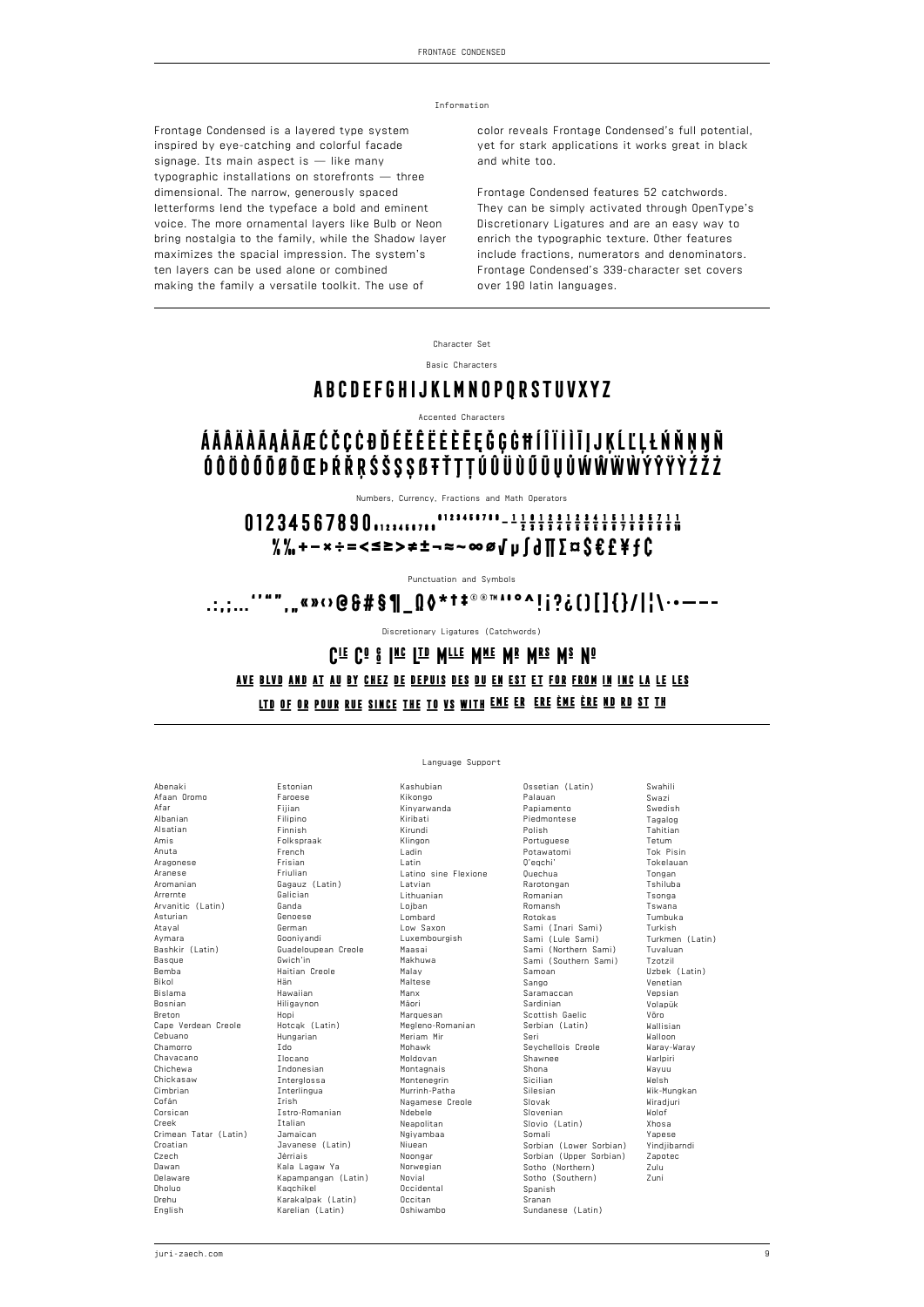## Information

Frontage Condensed is a layered type system inspired by eye-catching and colorful facade signage. Its main aspect is — like many typographic installations on storefronts — three dimensional. The narrow, generously spaced letterforms lend the typeface a bold and eminent voice. The more ornamental layers like Bulb or Neon bring nostalgia to the family, while the Shadow layer maximizes the spacial impression. The system's ten layers can be used alone or combined making the family a versatile toolkit. The use of color reveals Frontage Condensed's full potential, yet for stark applications it works great in black and white too.

Frontage Condensed features 52 catchwords. They can be simply activated through OpenType's Discretionary Ligatures and are an easy way to enrich the typographic texture. Other features include fractions, numerators and denominators. Frontage Condensed's 339-character set covers over 190 latin languages.

## Character Set

### Basic Characters

ABCDEFGHIJKLMNOPQRSTUVXYZ

### Accented Characters

ÁĂÂÄÀĀĄÅÃÆĆČÇĊĐĎÉĚÊËĖÈĒĘĞĢĠĦÍÎÏİÌĪĮJĶĹĽĻŁŃŇŅŊÑ
ÓÔÖÒŐŌØÕŒÞŔŘŖŚŠŞȘßŦŤŢȚÚÛÜÙŰŪŲŮẂŴẄẀÝŶŸỲŹŽŻ

### Numbers, Currency, Fractions and Math Operators

01234567890₀₁₂₃₄₅₆₇₈₉⁰¹²³⁴⁵⁶⁷⁸⁹-½⅓⅔¼¾⅕⅖⅗⅘⅙⅚⅐⅛⅜⅝⅞⅑⅒
%‰+−×÷=<≤≥>≠±¬≈~∞ø√µ∫∂∏∑¤$€£¥ƒ₵

### Punctuation and Symbols

.:,;…'''"",„«»‹›@&#§¶_Ω◊*†‡©®™ªº°^!¡?¿()[]{}/|¦\·•—–-

### Discretionary Ligatures (Catchwords)

CIE CO & INC LTD MLLE MME MR MRS MS Nº

AVE BLVD AND AT AU BY CHEZ DE DEPUIS DES DU EN EST ET FOR FROM IN INC LA LE LES

LTD OF OR POUR RUE SINCE THE TO VS WITH EME ER ERE ÈME ÈRE ND RD ST TH

## Language Support

Abenaki
Afaan Oromo
Afar
Albanian
Alsatian
Amis
Anuta
Aragonese
Aranese
Aromanian
Arrernte
Arvanitic (Latin)
Asturian
Atayal
Aymara
Bashkir (Latin)
Basque
Bemba
Bikol
Bislama
Bosnian
Breton
Cape Verdean Creole
Cebuano
Chamorro
Chavacano
Chichewa
Chickasaw
Cimbrian
Cofán
Corsican
Creek
Crimean Tatar (Latin)
Croatian
Czech
Dawan
Delaware
Dholuo
Drehu
English
Estonian
Faroese
Fijian
Filipino
Finnish
Folkspraak
French
Frisian
Friulian
Gagauz (Latin)
Galician
Ganda
Genoese
German
Gooniyandi
Guadeloupean Creole
Gwich'in
Haitian Creole
Hän
Hawaiian
Hiligaynon
Hopi
Hotcąk (Latin)
Hungarian
Ido
Ilocano
Indonesian
Interglossa
Interlingua
Irish
Istro-Romanian
Italian
Jamaican
Javanese (Latin)
Jèrriais
Kala Lagaw Ya
Kapampangan (Latin)
Kaqchikel
Karakalpak (Latin)
Karelian (Latin)
Kashubian
Kikongo
Kinyarwanda
Kiribati
Kirundi
Klingon
Ladin
Latin
Latino sine Flexione
Latvian
Lithuanian
Lojban
Lombard
Low Saxon
Luxembourgish
Maasai
Makhuwa
Malay
Maltese
Manx
Māori
Marquesan
Megleno-Romanian
Meriam Mir
Mohawk
Moldovan
Montagnais
Montenegrin
Murrinh-Patha
Nagamese Creole
Ndebele
Neapolitan
Ngiyambaa
Niuean
Noongar
Norwegian
Novial
Occidental
Occitan
Oshiwambo
Ossetian (Latin)
Palauan
Papiamento
Piedmontese
Polish
Portuguese
Potawatomi
Q'eqchi'
Quechua
Rarotongan
Romanian
Romansh
Rotokas
Sami (Inari Sami)
Sami (Lule Sami)
Sami (Northern Sami)
Sami (Southern Sami)
Samoan
Sango
Saramaccan
Sardinian
Scottish Gaelic
Serbian (Latin)
Seri
Seychellois Creole
Shawnee
Shona
Sicilian
Silesian
Slovak
Slovenian
Slovio (Latin)
Somali
Sorbian (Lower Sorbian)
Sorbian (Upper Sorbian)
Sotho (Northern)
Sotho (Southern)
Spanish
Sranan
Sundanese (Latin)
Swahili
Swazi
Swedish
Tagalog
Tahitian
Tetum
Tok Pisin
Tokelauan
Tongan
Tshiluba
Tsonga
Tswana
Tumbuka
Turkish
Turkmen (Latin)
Tuvaluan
Tzotzil
Uzbek (Latin)
Venetian
Vepsian
Volapük
Võro
Wallisian
Walloon
Waray-Waray
Warlpiri
Wayuu
Welsh
Wik-Mungkan
Wiradjuri
Wolof
Xhosa
Yapese
Yindjibarndi
Zapotec
Zulu
Zuni

juri-zaech.com